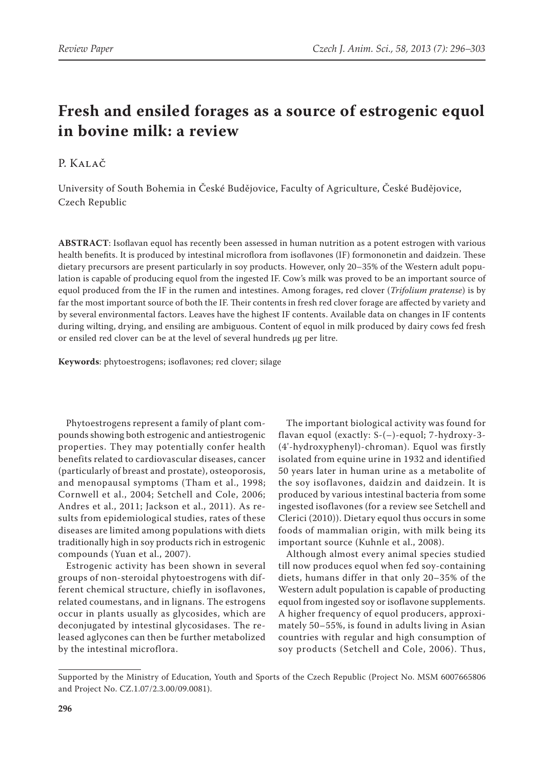Review Paper

# Fresh and ensiled forages as a source of estrogenic equol in bovine milk: a review

P. Kalač

University of South Bohemia in České Budějovice, Faculty of Agriculture, České Budějovice, Czech Republic

**ABSTRACT**: Isoflavan equol has recently been assessed in human nutrition as a potent estrogen with various health benefits. It is produced by intestinal microflora from isoflavones (IF) formononetin and daidzein. These dietary precursors are present particularly in soy products. However, only 20–35% of the Western adult population is capable of producing equol from the ingested IF. Cow's milk was proved to be an important source of equol produced from the IF in the rumen and intestines. Among forages, red clover (*Trifolium pratense*) is by far the most important source of both the IF. Their contents in fresh red clover forage are affected by variety and by several environmental factors. Leaves have the highest IF contents. Available data on changes in IF contents during wilting, drying, and ensiling are ambiguous. Content of equol in milk produced by dairy cows fed fresh or ensiled red clover can be at the level of several hundreds μg per litre.

**Keywords**: phytoestrogens; isoflavones; red clover; silage

Phytoestrogens represent a family of plant compounds showing both estrogenic and antiestrogenic properties. They may potentially confer health benefits related to cardiovascular diseases, cancer (particularly of breast and prostate), osteoporosis, and menopausal symptoms (Tham et al., 1998; Cornwell et al., 2004; Setchell and Cole, 2006; Andres et al., 2011; Jackson et al., 2011). As results from epidemiological studies, rates of these diseases are limited among populations with diets traditionally high in soy products rich in estrogenic compounds (Yuan et al., 2007).

Estrogenic activity has been shown in several groups of non-steroidal phytoestrogens with different chemical structure, chiefly in isoflavones, related coumestans, and in lignans. The estrogens occur in plants usually as glycosides, which are deconjugated by intestinal glycosidases. The released aglycones can then be further metabolized by the intestinal microflora.

The important biological activity was found for flavan equol (exactly: S-(–)-equol; 7-hydroxy-3-(4'-hydroxyphenyl)-chroman). Equol was firstly isolated from equine urine in 1932 and identified 50 years later in human urine as a metabolite of the soy isoflavones, daidzin and daidzein. It is produced by various intestinal bacteria from some ingested isoflavones (for a review see Setchell and Clerici (2010)). Dietary equol thus occurs in some foods of mammalian origin, with milk being its important source (Kuhnle et al., 2008).

Although almost every animal species studied till now produces equol when fed soy-containing diets, humans differ in that only 20–35% of the Western adult population is capable of producting equol from ingested soy or isoflavone supplements. A higher frequency of equol producers, approximately 50–55%, is found in adults living in Asian countries with regular and high consumption of soy products (Setchell and Cole, 2006). Thus,

Supported by the Ministry of Education, Youth and Sports of the Czech Republic (Project No. MSM 6007665806 and Project No. CZ.1.07/2.3.00/09.0081).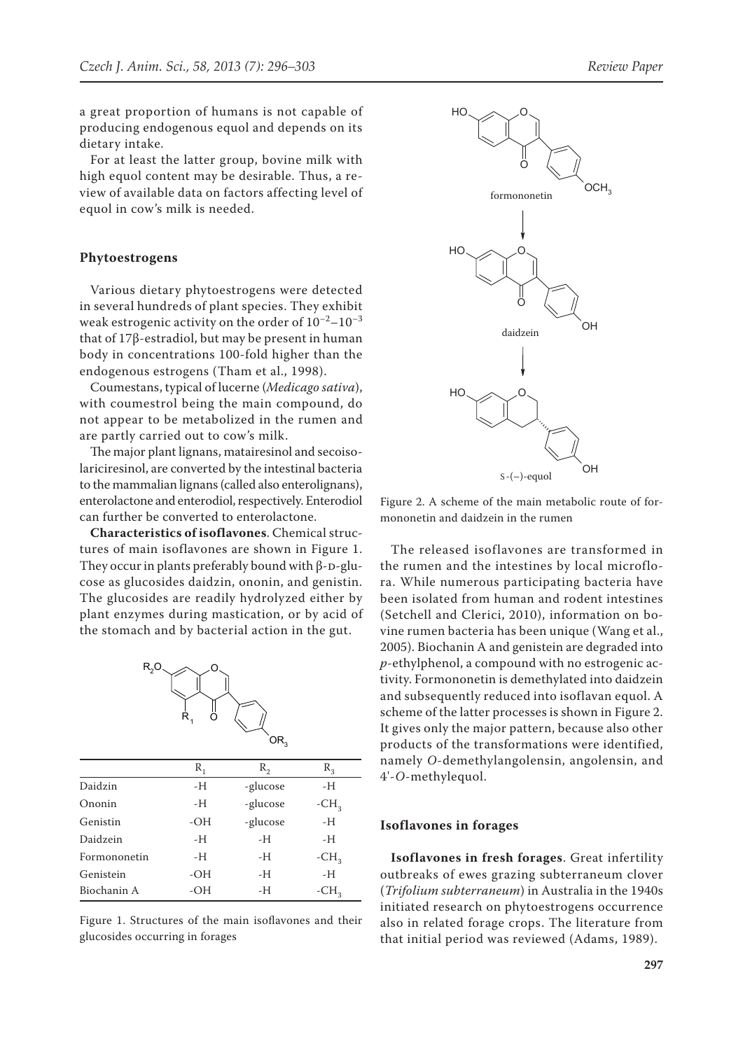a great proportion of humans is not capable of producing endogenous equol and depends on its dietary intake.

For at least the latter group, bovine milk with high equol content may be desirable. Thus, a review of available data on factors affecting level of equol in cow's milk is needed.

## Phytoestrogens

Various dietary phytoestrogens were detected in several hundreds of plant species. They exhibit weak estrogenic activity on the order of $10^{-2}$–$10^{-3}$ that of 17β-estradiol, but may be present in human body in concentrations 100-fold higher than the endogenous estrogens (Tham et al., 1998).

Coumestans, typical of lucerne (*Medicago sativa*), with coumestrol being the main compound, do not appear to be metabolized in the rumen and are partly carried out to cow's milk.

The major plant lignans, matairesinol and secoisolariciresinol, are converted by the intestinal bacteria to the mammalian lignans (called also enterolignans), enterolactone and enterodiol, respectively. Enterodiol can further be converted to enterolactone.

**Characteristics of isoflavones**. Chemical structures of main isoflavones are shown in Figure 1. They occur in plants preferably bound with β-D-glucose as glucosides daidzin, ononin, and genistin. The glucosides are readily hydrolyzed either by plant enzymes during mastication, or by acid of the stomach and by bacterial action in the gut.

| | $R_1$ | $R_2$ | $R_3$ |
|---|---|---|---|
| Daidzin | -H | -glucose | -H |
| Ononin | -H | -glucose | $-CH_3$ |
| Genistin | -OH | -glucose | -H |
| Daidzein | -H | -H | -H |
| Formononetin | -H | -H | $-CH_3$ |
| Genistein | -OH | -H | -H |
| Biochanin A | -OH | -H | $-CH_3$ |

Figure 1. Structures of the main isoflavones and their glucosides occurring in forages

Figure 2. A scheme of the main metabolic route of formononetin and daidzein in the rumen

The released isoflavones are transformed in the rumen and the intestines by local microflora. While numerous participating bacteria have been isolated from human and rodent intestines (Setchell and Clerici, 2010), information on bovine rumen bacteria has been unique (Wang et al., 2005). Biochanin A and genistein are degraded into *p*-ethylphenol, a compound with no estrogenic activity. Formononetin is demethylated into daidzein and subsequently reduced into isoflavan equol. A scheme of the latter processes is shown in Figure 2. It gives only the major pattern, because also other products of the transformations were identified, namely *O*-demethylangolensin, angolensin, and 4'-*O*-methylequol.

## Isoflavones in forages

**Isoflavones in fresh forages**. Great infertility outbreaks of ewes grazing subterraneum clover (*Trifolium subterraneum*) in Australia in the 1940s initiated research on phytoestrogens occurrence also in related forage crops. The literature from that initial period was reviewed (Adams, 1989).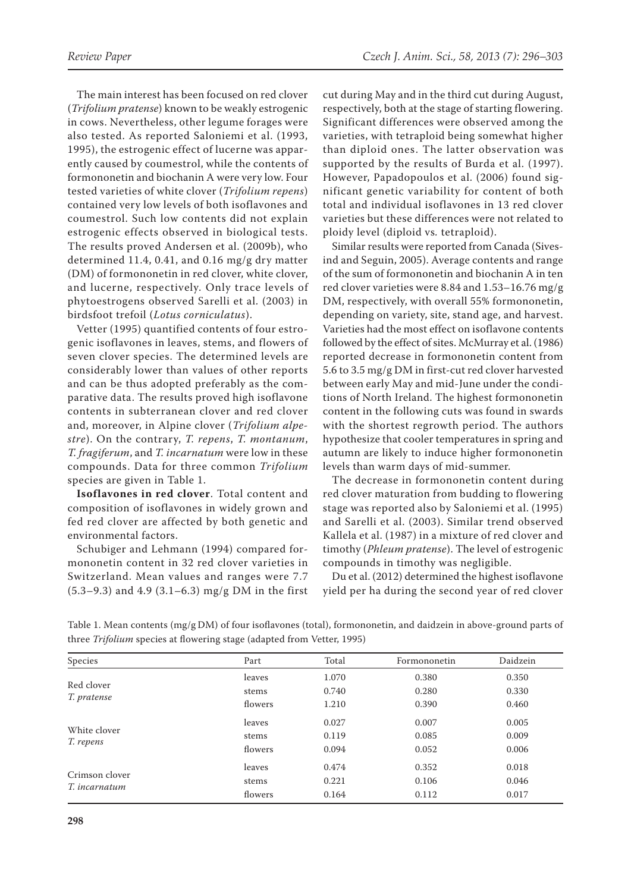The main interest has been focused on red clover (*Trifolium pratense*) known to be weakly estrogenic in cows. Nevertheless, other legume forages were also tested. As reported Saloniemi et al. (1993, 1995), the estrogenic effect of lucerne was apparently caused by coumestrol, while the contents of formononetin and biochanin A were very low. Four tested varieties of white clover (*Trifolium repens*) contained very low levels of both isoflavones and coumestrol. Such low contents did not explain estrogenic effects observed in biological tests. The results proved Andersen et al. (2009b), who determined 11.4, 0.41, and 0.16 mg/g dry matter (DM) of formononetin in red clover, white clover, and lucerne, respectively. Only trace levels of phytoestrogens observed Sarelli et al. (2003) in birdsfoot trefoil (*Lotus corniculatus*).

Vetter (1995) quantified contents of four estrogenic isoflavones in leaves, stems, and flowers of seven clover species. The determined levels are considerably lower than values of other reports and can be thus adopted preferably as the comparative data. The results proved high isoflavone contents in subterranean clover and red clover and, moreover, in Alpine clover (*Trifolium alpestre*). On the contrary, *T. repens*, *T. montanum*, *T. fragiferum*, and *T. incarnatum* were low in these compounds. Data for three common *Trifolium* species are given in Table 1.

**Isoflavones in red clover**. Total content and composition of isoflavones in widely grown and fed red clover are affected by both genetic and environmental factors.

Schubiger and Lehmann (1994) compared formononetin content in 32 red clover varieties in Switzerland. Mean values and ranges were 7.7 (5.3–9.3) and 4.9 (3.1–6.3) mg/g DM in the first cut during May and in the third cut during August, respectively, both at the stage of starting flowering. Significant differences were observed among the varieties, with tetraploid being somewhat higher than diploid ones. The latter observation was supported by the results of Burda et al. (1997). However, Papadopoulos et al. (2006) found significant genetic variability for content of both total and individual isoflavones in 13 red clover varieties but these differences were not related to ploidy level (diploid vs. tetraploid).

Similar results were reported from Canada (Sivesind and Seguin, 2005). Average contents and range of the sum of formononetin and biochanin A in ten red clover varieties were 8.84 and 1.53–16.76 mg/g DM, respectively, with overall 55% formononetin, depending on variety, site, stand age, and harvest. Varieties had the most effect on isoflavone contents followed by the effect of sites. McMurray et al. (1986) reported decrease in formononetin content from 5.6 to 3.5 mg/g DM in first-cut red clover harvested between early May and mid-June under the conditions of North Ireland. The highest formononetin content in the following cuts was found in swards with the shortest regrowth period. The authors hypothesize that cooler temperatures in spring and autumn are likely to induce higher formononetin levels than warm days of mid-summer.

The decrease in formononetin content during red clover maturation from budding to flowering stage was reported also by Saloniemi et al. (1995) and Sarelli et al. (2003). Similar trend observed Kallela et al. (1987) in a mixture of red clover and timothy (*Phleum pratense*). The level of estrogenic compounds in timothy was negligible.

Du et al. (2012) determined the highest isoflavone yield per ha during the second year of red clover

Table 1. Mean contents (mg/g DM) of four isoflavones (total), formononetin, and daidzein in above-ground parts of three *Trifolium* species at flowering stage (adapted from Vetter, 1995)

| Species | Part | Total | Formononetin | Daidzein |
|---|---|---|---|---|
| Red clover *T. pratense* | leaves | 1.070 | 0.380 | 0.350 |
| | stems | 0.740 | 0.280 | 0.330 |
| | flowers | 1.210 | 0.390 | 0.460 |
| White clover *T. repens* | leaves | 0.027 | 0.007 | 0.005 |
| | stems | 0.119 | 0.085 | 0.009 |
| | flowers | 0.094 | 0.052 | 0.006 |
| Crimson clover *T. incarnatum* | leaves | 0.474 | 0.352 | 0.018 |
| | stems | 0.221 | 0.106 | 0.046 |
| | flowers | 0.164 | 0.112 | 0.017 |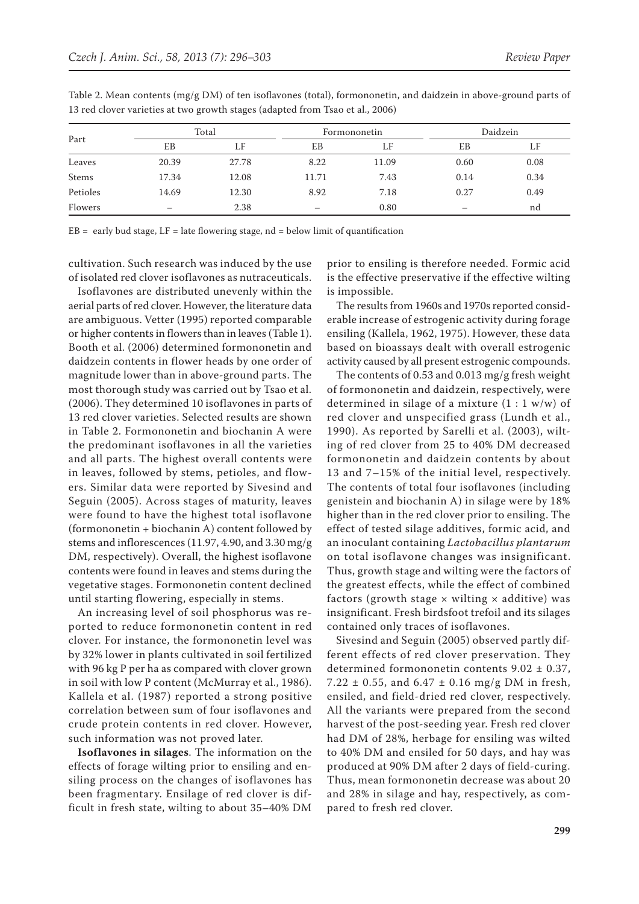Table 2. Mean contents (mg/g DM) of ten isoflavones (total), formononetin, and daidzein in above-ground parts of 13 red clover varieties at two growth stages (adapted from Tsao et al., 2006)

| Part | Total | | Formononetin | | Daidzein | |
|---|---|---|---|---|---|---|
| | EB | LF | EB | LF | EB | LF |
| Leaves | 20.39 | 27.78 | 8.22 | 11.09 | 0.60 | 0.08 |
| Stems | 17.34 | 12.08 | 11.71 | 7.43 | 0.14 | 0.34 |
| Petioles | 14.69 | 12.30 | 8.92 | 7.18 | 0.27 | 0.49 |
| Flowers | – | 2.38 | – | 0.80 | – | nd |

EB = early bud stage, LF = late flowering stage, nd = below limit of quantification

cultivation. Such research was induced by the use of isolated red clover isoflavones as nutraceuticals.

Isoflavones are distributed unevenly within the aerial parts of red clover. However, the literature data are ambiguous. Vetter (1995) reported comparable or higher contents in flowers than in leaves (Table 1). Booth et al. (2006) determined formononetin and daidzein contents in flower heads by one order of magnitude lower than in above-ground parts. The most thorough study was carried out by Tsao et al. (2006). They determined 10 isoflavones in parts of 13 red clover varieties. Selected results are shown in Table 2. Formononetin and biochanin A were the predominant isoflavones in all the varieties and all parts. The highest overall contents were in leaves, followed by stems, petioles, and flowers. Similar data were reported by Sivesind and Seguin (2005). Across stages of maturity, leaves were found to have the highest total isoflavone (formononetin + biochanin A) content followed by stems and inflorescences (11.97, 4.90, and 3.30 mg/g DM, respectively). Overall, the highest isoflavone contents were found in leaves and stems during the vegetative stages. Formononetin content declined until starting flowering, especially in stems.

An increasing level of soil phosphorus was reported to reduce formononetin content in red clover. For instance, the formononetin level was by 32% lower in plants cultivated in soil fertilized with 96 kg P per ha as compared with clover grown in soil with low P content (McMurray et al., 1986). Kallela et al. (1987) reported a strong positive correlation between sum of four isoflavones and crude protein contents in red clover. However, such information was not proved later.

**Isoflavones in silages**. The information on the effects of forage wilting prior to ensiling and ensiling process on the changes of isoflavones has been fragmentary. Ensilage of red clover is difficult in fresh state, wilting to about 35–40% DM prior to ensiling is therefore needed. Formic acid is the effective preservative if the effective wilting is impossible.

The results from 1960s and 1970s reported considerable increase of estrogenic activity during forage ensiling (Kallela, 1962, 1975). However, these data based on bioassays dealt with overall estrogenic activity caused by all present estrogenic compounds.

The contents of 0.53 and 0.013 mg/g fresh weight of formononetin and daidzein, respectively, were determined in silage of a mixture (1 : 1 w/w) of red clover and unspecified grass (Lundh et al., 1990). As reported by Sarelli et al. (2003), wilting of red clover from 25 to 40% DM decreased formononetin and daidzein contents by about 13 and 7–15% of the initial level, respectively. The contents of total four isoflavones (including genistein and biochanin A) in silage were by 18% higher than in the red clover prior to ensiling. The effect of tested silage additives, formic acid, and an inoculant containing *Lactobacillus plantarum* on total isoflavone changes was insignificant. Thus, growth stage and wilting were the factors of the greatest effects, while the effect of combined factors (growth stage × wilting × additive) was insignificant. Fresh birdsfoot trefoil and its silages contained only traces of isoflavones.

Sivesind and Seguin (2005) observed partly different effects of red clover preservation. They determined formononetin contents 9.02 ± 0.37, 7.22 ± 0.55, and 6.47 ± 0.16 mg/g DM in fresh, ensiled, and field-dried red clover, respectively. All the variants were prepared from the second harvest of the post-seeding year. Fresh red clover had DM of 28%, herbage for ensiling was wilted to 40% DM and ensiled for 50 days, and hay was produced at 90% DM after 2 days of field-curing. Thus, mean formononetin decrease was about 20 and 28% in silage and hay, respectively, as compared to fresh red clover.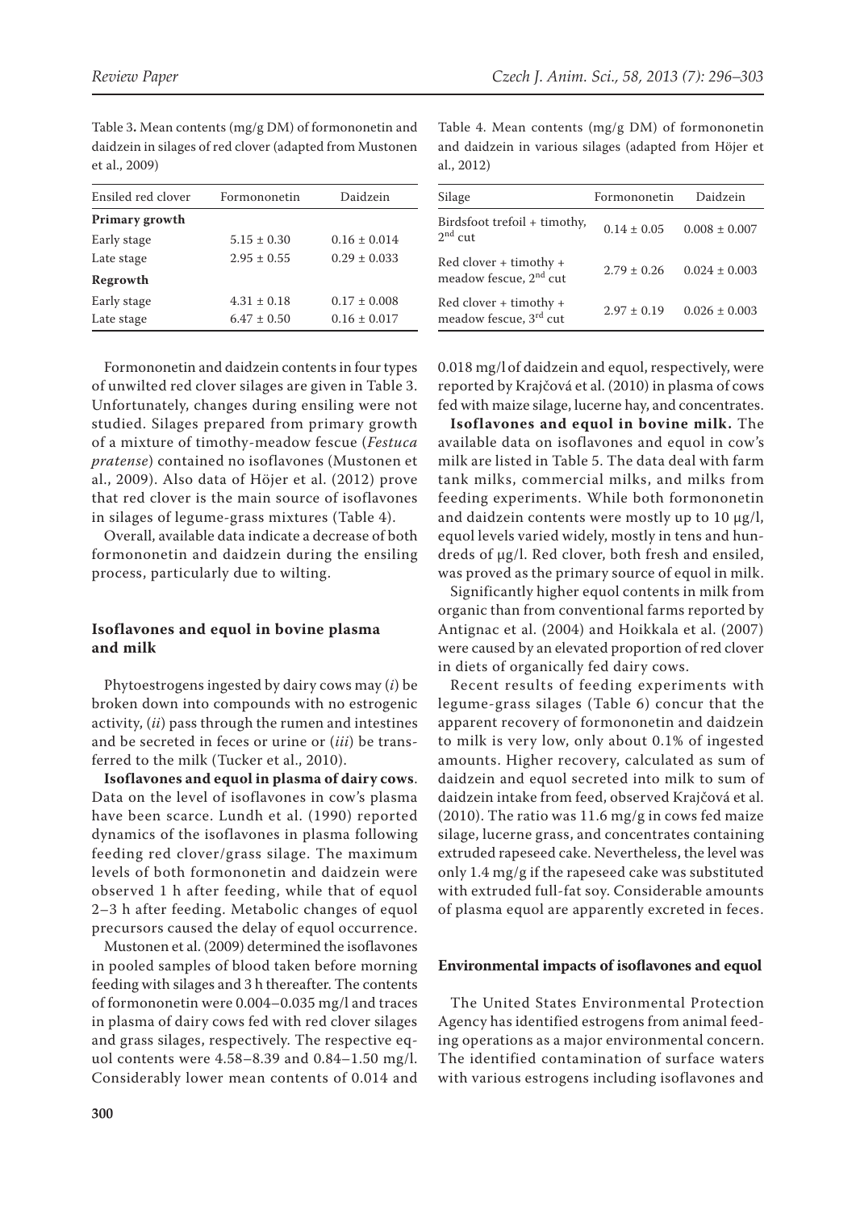Table 3. Mean contents (mg/g DM) of formononetin and daidzein in silages of red clover (adapted from Mustonen et al., 2009)

| Ensiled red clover | Formononetin | Daidzein |
|---|---|---|
| **Primary growth** | | |
| Early stage | 5.15 ± 0.30 | 0.16 ± 0.014 |
| Late stage | 2.95 ± 0.55 | 0.29 ± 0.033 |
| **Regrowth** | | |
| Early stage | 4.31 ± 0.18 | 0.17 ± 0.008 |
| Late stage | 6.47 ± 0.50 | 0.16 ± 0.017 |

Formononetin and daidzein contents in four types of unwilted red clover silages are given in Table 3. Unfortunately, changes during ensiling were not studied. Silages prepared from primary growth of a mixture of timothy-meadow fescue (*Festuca pratense*) contained no isoflavones (Mustonen et al., 2009). Also data of Höjer et al. (2012) prove that red clover is the main source of isoflavones in silages of legume-grass mixtures (Table 4).

Overall, available data indicate a decrease of both formononetin and daidzein during the ensiling process, particularly due to wilting.

## Isoflavones and equol in bovine plasma and milk

Phytoestrogens ingested by dairy cows may (*i*) be broken down into compounds with no estrogenic activity, (*ii*) pass through the rumen and intestines and be secreted in feces or urine or (*iii*) be transferred to the milk (Tucker et al., 2010).

**Isoflavones and equol in plasma of dairy cows**. Data on the level of isoflavones in cow's plasma have been scarce. Lundh et al. (1990) reported dynamics of the isoflavones in plasma following feeding red clover/grass silage. The maximum levels of both formononetin and daidzein were observed 1 h after feeding, while that of equol 2–3 h after feeding. Metabolic changes of equol precursors caused the delay of equol occurrence.

Mustonen et al. (2009) determined the isoflavones in pooled samples of blood taken before morning feeding with silages and 3 h thereafter. The contents of formononetin were 0.004–0.035 mg/l and traces in plasma of dairy cows fed with red clover silages and grass silages, respectively. The respective equol contents were 4.58–8.39 and 0.84–1.50 mg/l. Considerably lower mean contents of 0.014 and

Table 4. Mean contents (mg/g DM) of formononetin and daidzein in various silages (adapted from Höjer et al., 2012)

| Silage | Formononetin | Daidzein |
|---|---|---|
| Birdsfoot trefoil + timothy, 2nd cut | 0.14 ± 0.05 | 0.008 ± 0.007 |
| Red clover + timothy + meadow fescue, 2nd cut | 2.79 ± 0.26 | 0.024 ± 0.003 |
| Red clover + timothy + meadow fescue, 3rd cut | 2.97 ± 0.19 | 0.026 ± 0.003 |

0.018 mg/l of daidzein and equol, respectively, were reported by Krajčová et al. (2010) in plasma of cows fed with maize silage, lucerne hay, and concentrates.

**Isoflavones and equol in bovine milk.** The available data on isoflavones and equol in cow's milk are listed in Table 5. The data deal with farm tank milks, commercial milks, and milks from feeding experiments. While both formononetin and daidzein contents were mostly up to 10 μg/l, equol levels varied widely, mostly in tens and hundreds of μg/l. Red clover, both fresh and ensiled, was proved as the primary source of equol in milk.

Significantly higher equol contents in milk from organic than from conventional farms reported by Antignac et al. (2004) and Hoikkala et al. (2007) were caused by an elevated proportion of red clover in diets of organically fed dairy cows.

Recent results of feeding experiments with legume-grass silages (Table 6) concur that the apparent recovery of formononetin and daidzein to milk is very low, only about 0.1% of ingested amounts. Higher recovery, calculated as sum of daidzein and equol secreted into milk to sum of daidzein intake from feed, observed Krajčová et al. (2010). The ratio was 11.6 mg/g in cows fed maize silage, lucerne grass, and concentrates containing extruded rapeseed cake. Nevertheless, the level was only 1.4 mg/g if the rapeseed cake was substituted with extruded full-fat soy. Considerable amounts of plasma equol are apparently excreted in feces.

## Environmental impacts of isoflavones and equol

The United States Environmental Protection Agency has identified estrogens from animal feeding operations as a major environmental concern. The identified contamination of surface waters with various estrogens including isoflavones and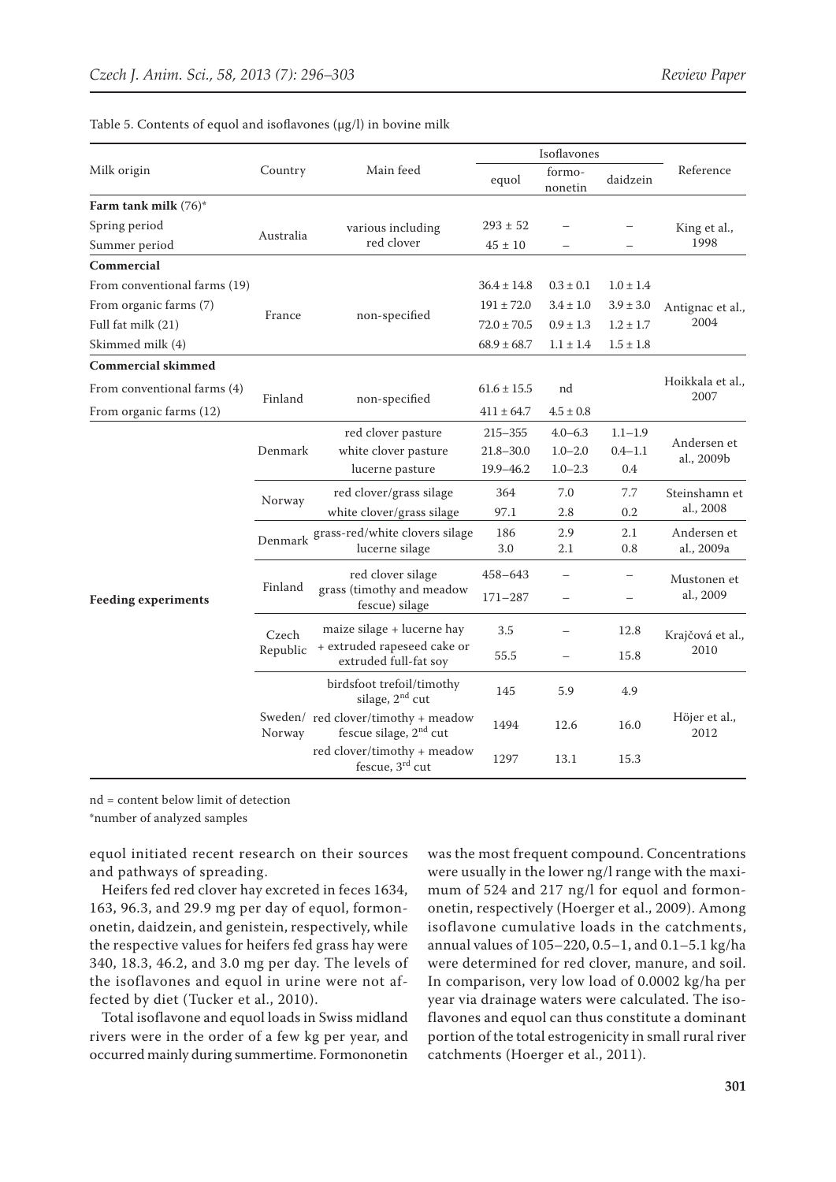Table 5. Contents of equol and isoflavones (μg/l) in bovine milk

| Milk origin | Country | Main feed | Isoflavones | | | Reference |
|---|---|---|---|---|---|---|
| | | | equol | formo-nonetin | daidzein | |
| **Farm tank milk** (76)* | | | | | | |
| Spring period | Australia | various including red clover | 293 ± 52 | – | – | King et al., 1998 |
| Summer period | | | 45 ± 10 | – | – | |
| **Commercial** | | | | | | |
| From conventional farms (19) | France | non-specified | 36.4 ± 14.8 | 0.3 ± 0.1 | 1.0 ± 1.4 | Antignac et al., 2004 |
| From organic farms (7) | | | 191 ± 72.0 | 3.4 ± 1.0 | 3.9 ± 3.0 | |
| Full fat milk (21) | | | 72.0 ± 70.5 | 0.9 ± 1.3 | 1.2 ± 1.7 | |
| Skimmed milk (4) | | | 68.9 ± 68.7 | 1.1 ± 1.4 | 1.5 ± 1.8 | |
| **Commercial skimmed** | | | | | | |
| From conventional farms (4) | Finland | non-specified | 61.6 ± 15.5 | nd | | Hoikkala et al., 2007 |
| From organic farms (12) | | | 411 ± 64.7 | 4.5 ± 0.8 | | |
| **Feeding experiments** | Denmark | red clover pasture | 215–355 | 4.0–6.3 | 1.1–1.9 | Andersen et al., 2009b |
| | | white clover pasture | 21.8–30.0 | 1.0–2.0 | 0.4–1.1 | |
| | | lucerne pasture | 19.9–46.2 | 1.0–2.3 | 0.4 | |
| | Norway | red clover/grass silage | 364 | 7.0 | 7.7 | Steinshamn et al., 2008 |
| | | white clover/grass silage | 97.1 | 2.8 | 0.2 | |
| | Denmark | grass-red/white clovers silage | 186 | 2.9 | 2.1 | Andersen et al., 2009a |
| | | lucerne silage | 3.0 | 2.1 | 0.8 | |
| | Finland | red clover silage | 458–643 | – | – | Mustonen et al., 2009 |
| | | grass (timothy and meadow fescue) silage | 171–287 | – | – | |
| | Czech Republic | maize silage + lucerne hay | 3.5 | – | 12.8 | Krajčová et al., 2010 |
| | | + extruded rapeseed cake or extruded full-fat soy | 55.5 | – | 15.8 | |
| | Sweden/ Norway | birdsfoot trefoil/timothy silage, 2nd cut | 145 | 5.9 | 4.9 | Höjer et al., 2012 |
| | | red clover/timothy + meadow fescue silage, 2nd cut | 1494 | 12.6 | 16.0 | |
| | | red clover/timothy + meadow fescue, 3rd cut | 1297 | 13.1 | 15.3 | |

nd = content below limit of detection

*number of analyzed samples

equol initiated recent research on their sources and pathways of spreading.

Heifers fed red clover hay excreted in feces 1634, 163, 96.3, and 29.9 mg per day of equol, formononetin, daidzein, and genistein, respectively, while the respective values for heifers fed grass hay were 340, 18.3, 46.2, and 3.0 mg per day. The levels of the isoflavones and equol in urine were not affected by diet (Tucker et al., 2010).

Total isoflavone and equol loads in Swiss midland rivers were in the order of a few kg per year, and occurred mainly during summertime. Formononetin was the most frequent compound. Concentrations were usually in the lower ng/l range with the maximum of 524 and 217 ng/l for equol and formononetin, respectively (Hoerger et al., 2009). Among isoflavone cumulative loads in the catchments, annual values of 105–220, 0.5–1, and 0.1–5.1 kg/ha were determined for red clover, manure, and soil. In comparison, very low load of 0.0002 kg/ha per year via drainage waters were calculated. The isoflavones and equol can thus constitute a dominant portion of the total estrogenicity in small rural river catchments (Hoerger et al., 2011).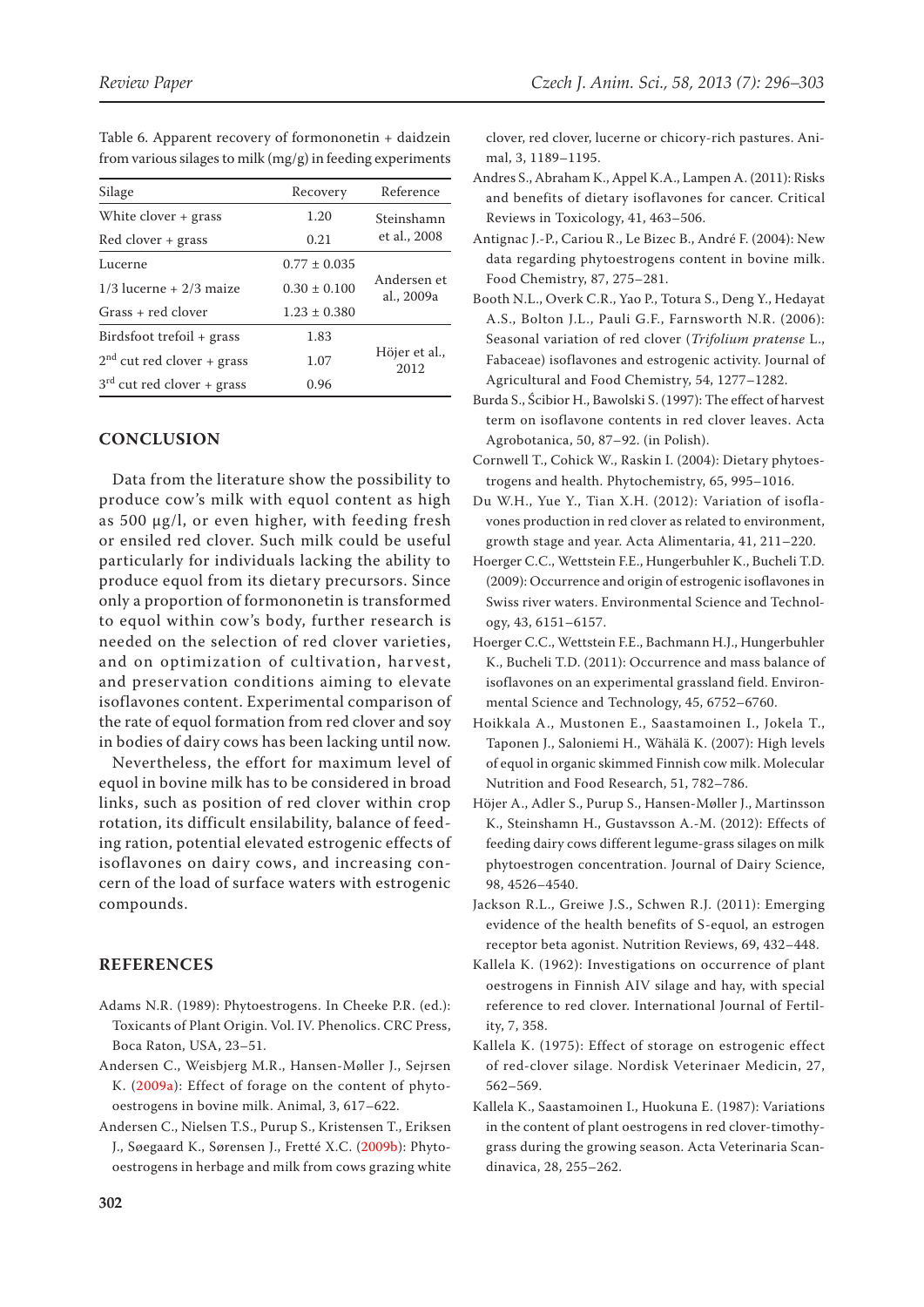Table 6. Apparent recovery of formononetin + daidzein from various silages to milk (mg/g) in feeding experiments

| Silage | Recovery | Reference |
|---|---|---|
| White clover + grass | 1.20 | Steinshamn et al., 2008 |
| Red clover + grass | 0.21 | |
| Lucerne | 0.77 ± 0.035 | Andersen et al., 2009a |
| 1/3 lucerne + 2/3 maize | 0.30 ± 0.100 | |
| Grass + red clover | 1.23 ± 0.380 | |
| Birdsfoot trefoil + grass | 1.83 | Höjer et al., 2012 |
| 2nd cut red clover + grass | 1.07 | |
| 3rd cut red clover + grass | 0.96 | |

## CONCLUSION

Data from the literature show the possibility to produce cow's milk with equol content as high as 500 µg/l, or even higher, with feeding fresh or ensiled red clover. Such milk could be useful particularly for individuals lacking the ability to produce equol from its dietary precursors. Since only a proportion of formononetin is transformed to equol within cow's body, further research is needed on the selection of red clover varieties, and on optimization of cultivation, harvest, and preservation conditions aiming to elevate isoflavones content. Experimental comparison of the rate of equol formation from red clover and soy in bodies of dairy cows has been lacking until now.

Nevertheless, the effort for maximum level of equol in bovine milk has to be considered in broad links, such as position of red clover within crop rotation, its difficult ensilability, balance of feeding ration, potential elevated estrogenic effects of isoflavones on dairy cows, and increasing concern of the load of surface waters with estrogenic compounds.

## REFERENCES

Adams N.R. (1989): Phytoestrogens. In Cheeke P.R. (ed.): Toxicants of Plant Origin. Vol. IV. Phenolics. CRC Press, Boca Raton, USA, 23–51.

Andersen C., Weisbjerg M.R., Hansen-Møller J., Sejrsen K. (2009a): Effect of forage on the content of phytooestrogens in bovine milk. Animal, 3, 617–622.

Andersen C., Nielsen T.S., Purup S., Kristensen T., Eriksen J., Søegaard K., Sørensen J., Fretté X.C. (2009b): Phytooestrogens in herbage and milk from cows grazing white clover, red clover, lucerne or chicory-rich pastures. Animal, 3, 1189–1195.

Andres S., Abraham K., Appel K.A., Lampen A. (2011): Risks and benefits of dietary isoflavones for cancer. Critical Reviews in Toxicology, 41, 463–506.

Antignac J.-P., Cariou R., Le Bizec B., André F. (2004): New data regarding phytoestrogens content in bovine milk. Food Chemistry, 87, 275–281.

Booth N.L., Overk C.R., Yao P., Totura S., Deng Y., Hedayat A.S., Bolton J.L., Pauli G.F., Farnsworth N.R. (2006): Seasonal variation of red clover (*Trifolium pratense* L., Fabaceae) isoflavones and estrogenic activity. Journal of Agricultural and Food Chemistry, 54, 1277–1282.

Burda S., Ścibior H., Bawolski S. (1997): The effect of harvest term on isoflavone contents in red clover leaves. Acta Agrobotanica, 50, 87–92. (in Polish).

Cornwell T., Cohick W., Raskin I. (2004): Dietary phytoestrogens and health. Phytochemistry, 65, 995–1016.

Du W.H., Yue Y., Tian X.H. (2012): Variation of isoflavones production in red clover as related to environment, growth stage and year. Acta Alimentaria, 41, 211–220.

Hoerger C.C., Wettstein F.E., Hungerbuhler K., Bucheli T.D. (2009): Occurrence and origin of estrogenic isoflavones in Swiss river waters. Environmental Science and Technology, 43, 6151–6157.

Hoerger C.C., Wettstein F.E., Bachmann H.J., Hungerbuhler K., Bucheli T.D. (2011): Occurrence and mass balance of isoflavones on an experimental grassland field. Environmental Science and Technology, 45, 6752–6760.

Hoikkala A., Mustonen E., Saastamoinen I., Jokela T., Taponen J., Saloniemi H., Wähälä K. (2007): High levels of equol in organic skimmed Finnish cow milk. Molecular Nutrition and Food Research, 51, 782–786.

Höjer A., Adler S., Purup S., Hansen-Møller J., Martinsson K., Steinshamn H., Gustavsson A.-M. (2012): Effects of feeding dairy cows different legume-grass silages on milk phytoestrogen concentration. Journal of Dairy Science, 98, 4526–4540.

Jackson R.L., Greiwe J.S., Schwen R.J. (2011): Emerging evidence of the health benefits of S-equol, an estrogen receptor beta agonist. Nutrition Reviews, 69, 432–448.

Kallela K. (1962): Investigations on occurrence of plant oestrogens in Finnish AIV silage and hay, with special reference to red clover. International Journal of Fertility, 7, 358.

Kallela K. (1975): Effect of storage on estrogenic effect of red-clover silage. Nordisk Veterinaer Medicin, 27, 562–569.

Kallela K., Saastamoinen I., Huokuna E. (1987): Variations in the content of plant oestrogens in red clover-timothy-grass during the growing season. Acta Veterinaria Scandinavica, 28, 255–262.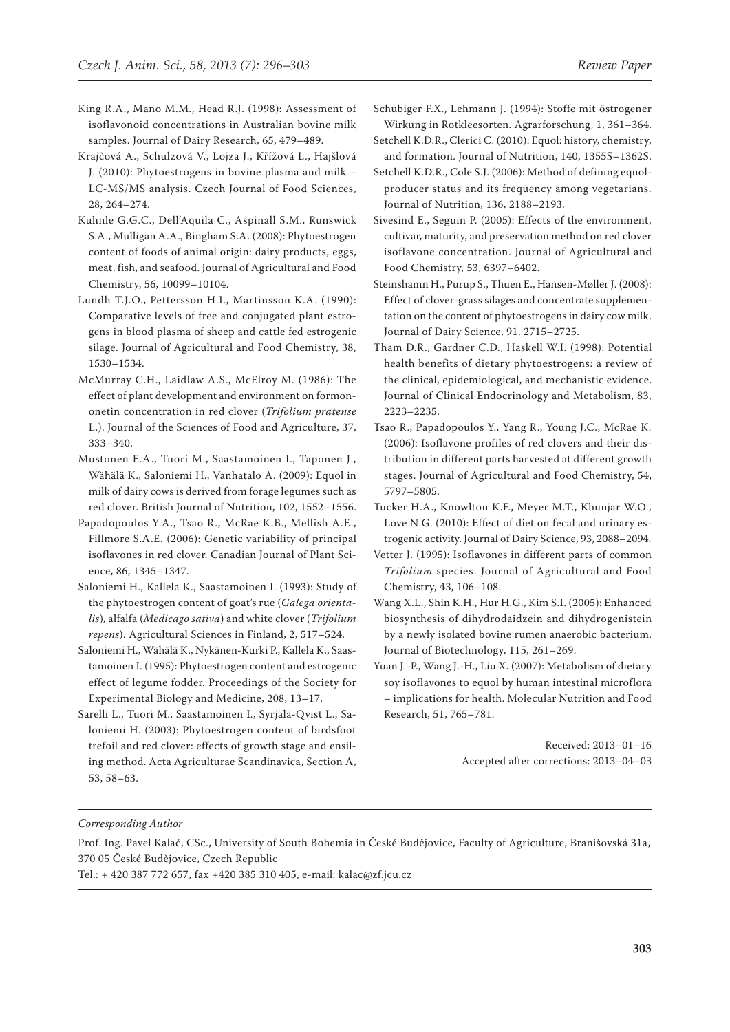King R.A., Mano M.M., Head R.J. (1998): Assessment of isoflavonoid concentrations in Australian bovine milk samples. Journal of Dairy Research, 65, 479–489.

Krajčová A., Schulzová V., Lojza J., Křížová L., Hajšlová J. (2010): Phytoestrogens in bovine plasma and milk – LC-MS/MS analysis. Czech Journal of Food Sciences, 28, 264–274.

Kuhnle G.G.C., Dell'Aquila C., Aspinall S.M., Runswick S.A., Mulligan A.A., Bingham S.A. (2008): Phytoestrogen content of foods of animal origin: dairy products, eggs, meat, fish, and seafood. Journal of Agricultural and Food Chemistry, 56, 10099–10104.

Lundh T.J.O., Pettersson H.I., Martinsson K.A. (1990): Comparative levels of free and conjugated plant estrogens in blood plasma of sheep and cattle fed estrogenic silage. Journal of Agricultural and Food Chemistry, 38, 1530–1534.

McMurray C.H., Laidlaw A.S., McElroy M. (1986): The effect of plant development and environment on formononetin concentration in red clover (*Trifolium pratense* L.). Journal of the Sciences of Food and Agriculture, 37, 333–340.

Mustonen E.A., Tuori M., Saastamoinen I., Taponen J., Wähälä K., Saloniemi H., Vanhatalo A. (2009): Equol in milk of dairy cows is derived from forage legumes such as red clover. British Journal of Nutrition, 102, 1552–1556.

Papadopoulos Y.A., Tsao R., McRae K.B., Mellish A.E., Fillmore S.A.E. (2006): Genetic variability of principal isoflavones in red clover. Canadian Journal of Plant Science, 86, 1345–1347.

Saloniemi H., Kallela K., Saastamoinen I. (1993): Study of the phytoestrogen content of goat's rue (*Galega orientalis*), alfalfa (*Medicago sativa*) and white clover (*Trifolium repens*). Agricultural Sciences in Finland, 2, 517–524.

Saloniemi H., Wähälä K., Nykänen-Kurki P., Kallela K., Saastamoinen I. (1995): Phytoestrogen content and estrogenic effect of legume fodder. Proceedings of the Society for Experimental Biology and Medicine, 208, 13–17.

Sarelli L., Tuori M., Saastamoinen I., Syrjälä-Qvist L., Saloniemi H. (2003): Phytoestrogen content of birdsfoot trefoil and red clover: effects of growth stage and ensiling method. Acta Agriculturae Scandinavica, Section A, 53, 58–63.

Schubiger F.X., Lehmann J. (1994): Stoffe mit östrogener Wirkung in Rotkleesorten. Agrarforschung, 1, 361–364.

Setchell K.D.R., Clerici C. (2010): Equol: history, chemistry, and formation. Journal of Nutrition, 140, 1355S–1362S.

Setchell K.D.R., Cole S.J. (2006): Method of defining equol-producer status and its frequency among vegetarians. Journal of Nutrition, 136, 2188–2193.

Sivesind E., Seguin P. (2005): Effects of the environment, cultivar, maturity, and preservation method on red clover isoflavone concentration. Journal of Agricultural and Food Chemistry, 53, 6397–6402.

Steinshamn H., Purup S., Thuen E., Hansen-Møller J. (2008): Effect of clover-grass silages and concentrate supplementation on the content of phytoestrogens in dairy cow milk. Journal of Dairy Science, 91, 2715–2725.

Tham D.R., Gardner C.D., Haskell W.I. (1998): Potential health benefits of dietary phytoestrogens: a review of the clinical, epidemiological, and mechanistic evidence. Journal of Clinical Endocrinology and Metabolism, 83, 2223–2235.

Tsao R., Papadopoulos Y., Yang R., Young J.C., McRae K. (2006): Isoflavone profiles of red clovers and their distribution in different parts harvested at different growth stages. Journal of Agricultural and Food Chemistry, 54, 5797–5805.

Tucker H.A., Knowlton K.F., Meyer M.T., Khunjar W.O., Love N.G. (2010): Effect of diet on fecal and urinary estrogenic activity. Journal of Dairy Science, 93, 2088–2094.

Vetter J. (1995): Isoflavones in different parts of common *Trifolium* species. Journal of Agricultural and Food Chemistry, 43, 106–108.

Wang X.L., Shin K.H., Hur H.G., Kim S.I. (2005): Enhanced biosynthesis of dihydrodaidzein and dihydrogenistein by a newly isolated bovine rumen anaerobic bacterium. Journal of Biotechnology, 115, 261–269.

Yuan J.-P., Wang J.-H., Liu X. (2007): Metabolism of dietary soy isoflavones to equol by human intestinal microflora – implications for health. Molecular Nutrition and Food Research, 51, 765–781.

Received: 2013–01–16
Accepted after corrections: 2013–04–03

*Corresponding Author*

Prof. Ing. Pavel Kalač, CSc., University of South Bohemia in České Budějovice, Faculty of Agriculture, Branišovská 31a, 370 05 České Budějovice, Czech Republic
Tel.: + 420 387 772 657, fax +420 385 310 405, e-mail: kalac@zf.jcu.cz